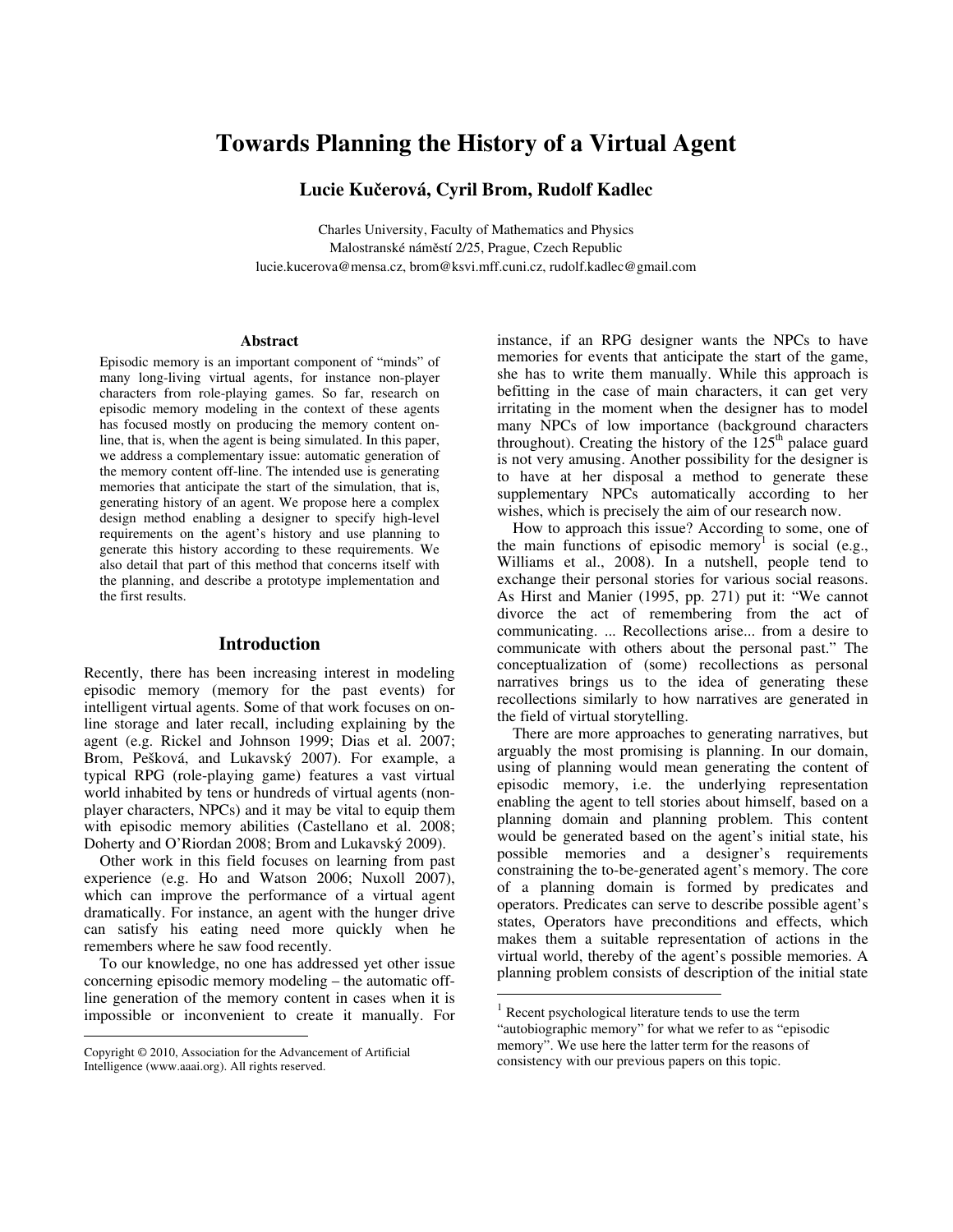# Towards Planning the History of a Virtual Agent

**Lucie Kučerová, Cyril Brom, Rudolf Kadlec**

Charles University, Faculty of Mathematics and Physics
Malostranské náměstí 2/25, Prague, Czech Republic
lucie.kucerova@mensa.cz, brom@ksvi.mff.cuni.cz, rudolf.kadlec@gmail.com

## Abstract

Episodic memory is an important component of "minds" of many long-living virtual agents, for instance non-player characters from role-playing games. So far, research on episodic memory modeling in the context of these agents has focused mostly on producing the memory content on-line, that is, when the agent is being simulated. In this paper, we address a complementary issue: automatic generation of the memory content off-line. The intended use is generating memories that anticipate the start of the simulation, that is, generating history of an agent. We propose here a complex design method enabling a designer to specify high-level requirements on the agent's history and use planning to generate this history according to these requirements. We also detail that part of this method that concerns itself with the planning, and describe a prototype implementation and the first results.

## Introduction

Recently, there has been increasing interest in modeling episodic memory (memory for the past events) for intelligent virtual agents. Some of that work focuses on on-line storage and later recall, including explaining by the agent (e.g. Rickel and Johnson 1999; Dias et al. 2007; Brom, Pešková, and Lukavský 2007). For example, a typical RPG (role-playing game) features a vast virtual world inhabited by tens or hundreds of virtual agents (non-player characters, NPCs) and it may be vital to equip them with episodic memory abilities (Castellano et al. 2008; Doherty and O'Riordan 2008; Brom and Lukavský 2009).

Other work in this field focuses on learning from past experience (e.g. Ho and Watson 2006; Nuxoll 2007), which can improve the performance of a virtual agent dramatically. For instance, an agent with the hunger drive can satisfy his eating need more quickly when he remembers where he saw food recently.

To our knowledge, no one has addressed yet other issue concerning episodic memory modeling – the automatic off-line generation of the memory content in cases when it is impossible or inconvenient to create it manually. For instance, if an RPG designer wants the NPCs to have memories for events that anticipate the start of the game, she has to write them manually. While this approach is befitting in the case of main characters, it can get very irritating in the moment when the designer has to model many NPCs of low importance (background characters throughout). Creating the history of the 125th palace guard is not very amusing. Another possibility for the designer is to have at her disposal a method to generate these supplementary NPCs automatically according to her wishes, which is precisely the aim of our research now.

How to approach this issue? According to some, one of the main functions of episodic memory[1] is social (e.g., Williams et al., 2008). In a nutshell, people tend to exchange their personal stories for various social reasons. As Hirst and Manier (1995, pp. 271) put it: "We cannot divorce the act of remembering from the act of communicating. ... Recollections arise... from a desire to communicate with others about the personal past." The conceptualization of (some) recollections as personal narratives brings us to the idea of generating these recollections similarly to how narratives are generated in the field of virtual storytelling.

There are more approaches to generating narratives, but arguably the most promising is planning. In our domain, using of planning would mean generating the content of episodic memory, i.e. the underlying representation enabling the agent to tell stories about himself, based on a planning domain and planning problem. This content would be generated based on the agent's initial state, his possible memories and a designer's requirements constraining the to-be-generated agent's memory. The core of a planning domain is formed by predicates and operators. Predicates can serve to describe possible agent's states, Operators have preconditions and effects, which makes them a suitable representation of actions in the virtual world, thereby of the agent's possible memories. A planning problem consists of description of the initial state

[1] Recent psychological literature tends to use the term "autobiographic memory" for what we refer to as "episodic memory". We use here the latter term for the reasons of consistency with our previous papers on this topic.

Copyright © 2010, Association for the Advancement of Artificial Intelligence (www.aaai.org). All rights reserved.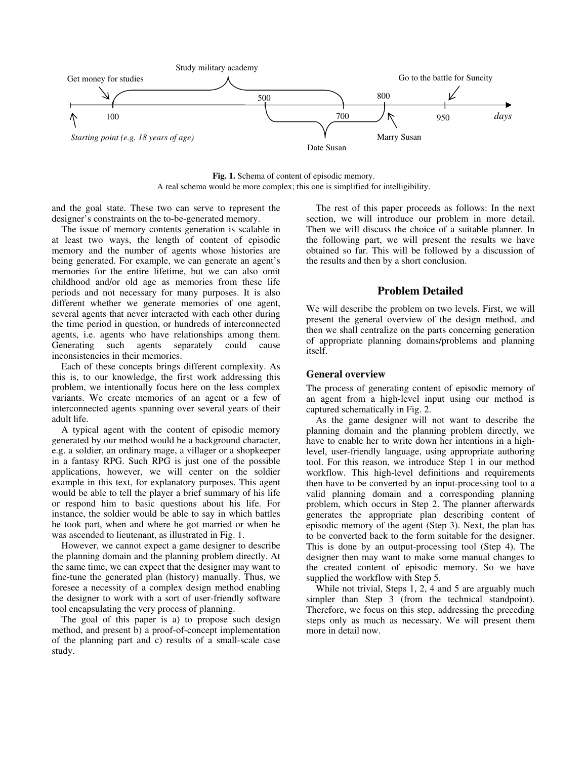**Fig. 1.** Schema of content of episodic memory.
A real schema would be more complex; this one is simplified for intelligibility.

and the goal state. These two can serve to represent the designer's constraints on the to-be-generated memory.

The issue of memory contents generation is scalable in at least two ways, the length of content of episodic memory and the number of agents whose histories are being generated. For example, we can generate an agent's memories for the entire lifetime, but we can also omit childhood and/or old age as memories from these life periods and not necessary for many purposes. It is also different whether we generate memories of one agent, several agents that never interacted with each other during the time period in question, or hundreds of interconnected agents, i.e. agents who have relationships among them. Generating such agents separately could cause inconsistencies in their memories.

Each of these concepts brings different complexity. As this is, to our knowledge, the first work addressing this problem, we intentionally focus here on the less complex variants. We create memories of an agent or a few of interconnected agents spanning over several years of their adult life.

A typical agent with the content of episodic memory generated by our method would be a background character, e.g. a soldier, an ordinary mage, a villager or a shopkeeper in a fantasy RPG. Such RPG is just one of the possible applications, however, we will center on the soldier example in this text, for explanatory purposes. This agent would be able to tell the player a brief summary of his life or respond him to basic questions about his life. For instance, the soldier would be able to say in which battles he took part, when and where he got married or when he was ascended to lieutenant, as illustrated in Fig. 1.

However, we cannot expect a game designer to describe the planning domain and the planning problem directly. At the same time, we can expect that the designer may want to fine-tune the generated plan (history) manually. Thus, we foresee a necessity of a complex design method enabling the designer to work with a sort of user-friendly software tool encapsulating the very process of planning.

The goal of this paper is a) to propose such design method, and present b) a proof-of-concept implementation of the planning part and c) results of a small-scale case study.

The rest of this paper proceeds as follows: In the next section, we will introduce our problem in more detail. Then we will discuss the choice of a suitable planner. In the following part, we will present the results we have obtained so far. This will be followed by a discussion of the results and then by a short conclusion.

## Problem Detailed

We will describe the problem on two levels. First, we will present the general overview of the design method, and then we shall centralize on the parts concerning generation of appropriate planning domains/problems and planning itself.

### General overview

The process of generating content of episodic memory of an agent from a high-level input using our method is captured schematically in Fig. 2.

As the game designer will not want to describe the planning domain and the planning problem directly, we have to enable her to write down her intentions in a high-level, user-friendly language, using appropriate authoring tool. For this reason, we introduce Step 1 in our method workflow. This high-level definitions and requirements then have to be converted by an input-processing tool to a valid planning domain and a corresponding planning problem, which occurs in Step 2. The planner afterwards generates the appropriate plan describing content of episodic memory of the agent (Step 3). Next, the plan has to be converted back to the form suitable for the designer. This is done by an output-processing tool (Step 4). The designer then may want to make some manual changes to the created content of episodic memory. So we have supplied the workflow with Step 5.

While not trivial, Steps 1, 2, 4 and 5 are arguably much simpler than Step 3 (from the technical standpoint). Therefore, we focus on this step, addressing the preceding steps only as much as necessary. We will present them more in detail now.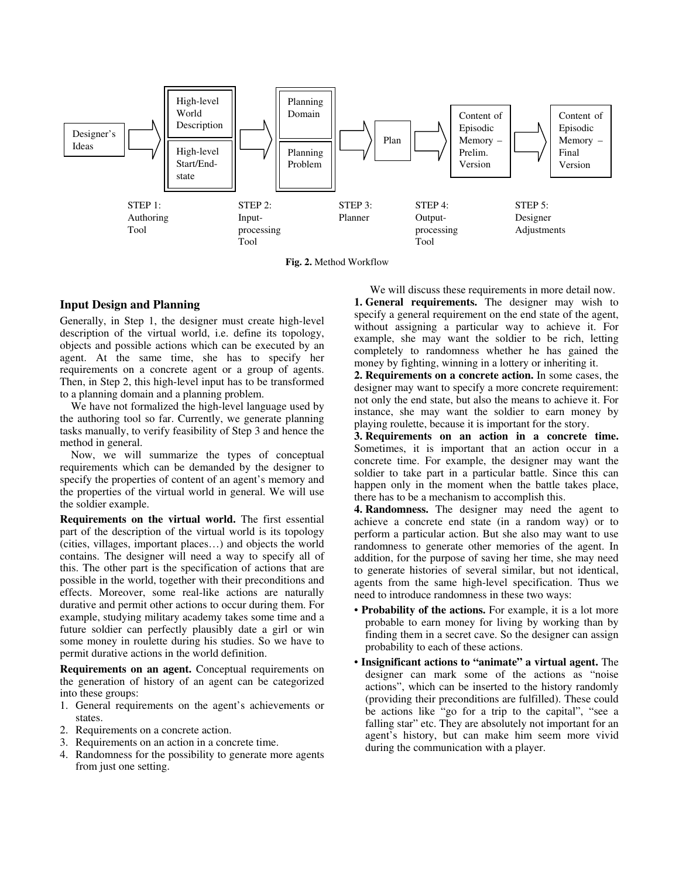Designer's Ideas → High-level World Description / High-level Start/End-state → Planning Domain / Planning Problem → Plan → Content of Episodic Memory – Prelim. Version → Content of Episodic Memory – Final Version

STEP 1: Authoring Tool — STEP 2: Input-processing Tool — STEP 3: Planner — STEP 4: Output-processing Tool — STEP 5: Designer Adjustments

**Fig. 2.** Method Workflow

## Input Design and Planning

Generally, in Step 1, the designer must create high-level description of the virtual world, i.e. define its topology, objects and possible actions which can be executed by an agent. At the same time, she has to specify her requirements on a concrete agent or a group of agents. Then, in Step 2, this high-level input has to be transformed to a planning domain and a planning problem.

We have not formalized the high-level language used by the authoring tool so far. Currently, we generate planning tasks manually, to verify feasibility of Step 3 and hence the method in general.

Now, we will summarize the types of conceptual requirements which can be demanded by the designer to specify the properties of content of an agent's memory and the properties of the virtual world in general. We will use the soldier example.

**Requirements on the virtual world.** The first essential part of the description of the virtual world is its topology (cities, villages, important places…) and objects the world contains. The designer will need a way to specify all of this. The other part is the specification of actions that are possible in the world, together with their preconditions and effects. Moreover, some real-like actions are naturally durative and permit other actions to occur during them. For example, studying military academy takes some time and a future soldier can perfectly plausibly date a girl or win some money in roulette during his studies. So we have to permit durative actions in the world definition.

**Requirements on an agent.** Conceptual requirements on the generation of history of an agent can be categorized into these groups:

1. General requirements on the agent's achievements or states.
2. Requirements on a concrete action.
3. Requirements on an action in a concrete time.
4. Randomness for the possibility to generate more agents from just one setting.

We will discuss these requirements in more detail now.

**1. General requirements.** The designer may wish to specify a general requirement on the end state of the agent, without assigning a particular way to achieve it. For example, she may want the soldier to be rich, letting completely to randomness whether he has gained the money by fighting, winning in a lottery or inheriting it.

**2. Requirements on a concrete action.** In some cases, the designer may want to specify a more concrete requirement: not only the end state, but also the means to achieve it. For instance, she may want the soldier to earn money by playing roulette, because it is important for the story.

**3. Requirements on an action in a concrete time.** Sometimes, it is important that an action occur in a concrete time. For example, the designer may want the soldier to take part in a particular battle. Since this can happen only in the moment when the battle takes place, there has to be a mechanism to accomplish this.

**4. Randomness.** The designer may need the agent to achieve a concrete end state (in a random way) or to perform a particular action. But she also may want to use randomness to generate other memories of the agent. In addition, for the purpose of saving her time, she may need to generate histories of several similar, but not identical, agents from the same high-level specification. Thus we need to introduce randomness in these two ways:

- **Probability of the actions.** For example, it is a lot more probable to earn money for living by working than by finding them in a secret cave. So the designer can assign probability to each of these actions.
- **Insignificant actions to "animate" a virtual agent.** The designer can mark some of the actions as "noise actions", which can be inserted to the history randomly (providing their preconditions are fulfilled). These could be actions like "go for a trip to the capital", "see a falling star" etc. They are absolutely not important for an agent's history, but can make him seem more vivid during the communication with a player.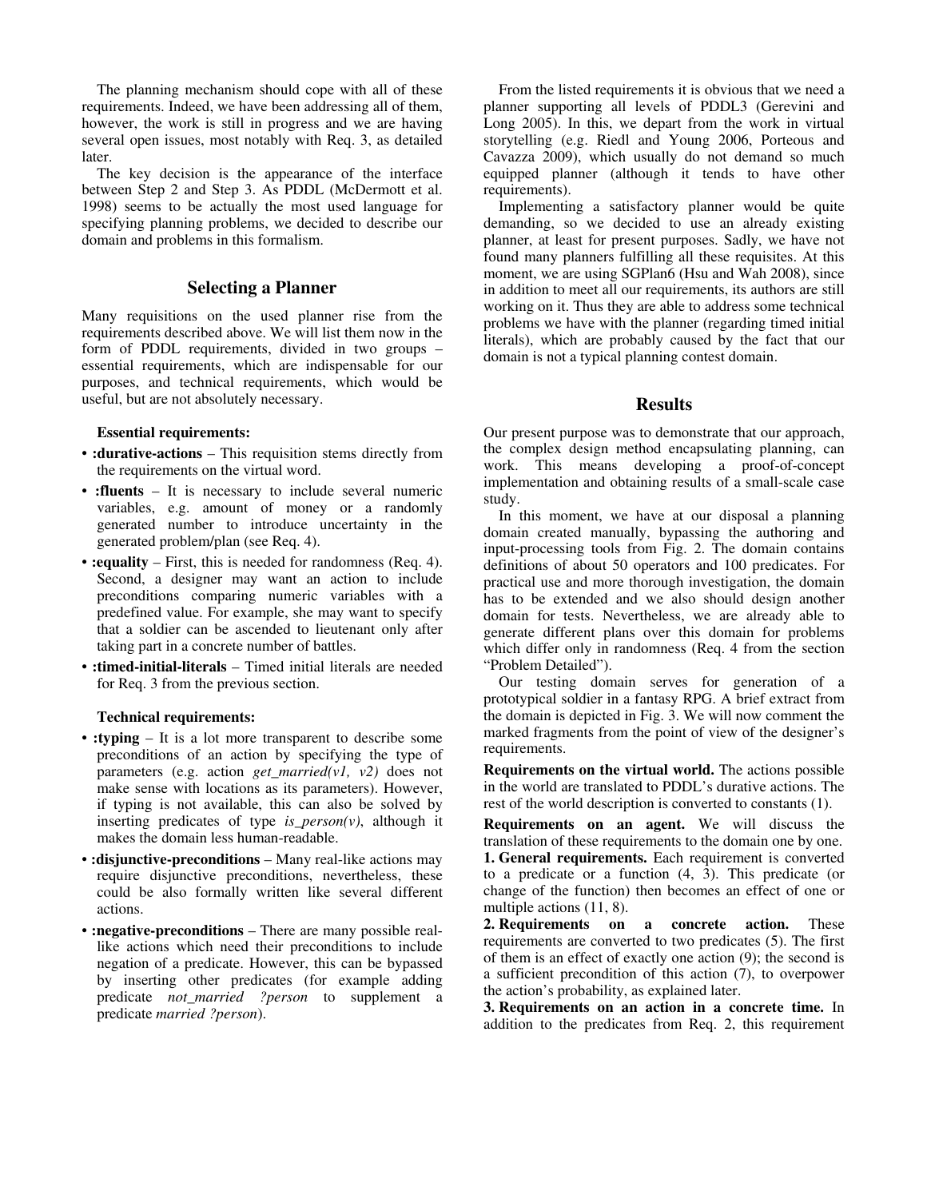The planning mechanism should cope with all of these requirements. Indeed, we have been addressing all of them, however, the work is still in progress and we are having several open issues, most notably with Req. 3, as detailed later.

The key decision is the appearance of the interface between Step 2 and Step 3. As PDDL (McDermott et al. 1998) seems to be actually the most used language for specifying planning problems, we decided to describe our domain and problems in this formalism.

## Selecting a Planner

Many requisitions on the used planner rise from the requirements described above. We will list them now in the form of PDDL requirements, divided in two groups – essential requirements, which are indispensable for our purposes, and technical requirements, which would be useful, but are not absolutely necessary.

**Essential requirements:**

- **:durative-actions** – This requisition stems directly from the requirements on the virtual word.
- **:fluents** – It is necessary to include several numeric variables, e.g. amount of money or a randomly generated number to introduce uncertainty in the generated problem/plan (see Req. 4).
- **:equality** – First, this is needed for randomness (Req. 4). Second, a designer may want an action to include preconditions comparing numeric variables with a predefined value. For example, she may want to specify that a soldier can be ascended to lieutenant only after taking part in a concrete number of battles.
- **:timed-initial-literals** – Timed initial literals are needed for Req. 3 from the previous section.

**Technical requirements:**

- **:typing** – It is a lot more transparent to describe some preconditions of an action by specifying the type of parameters (e.g. action *get_married(v1, v2)* does not make sense with locations as its parameters). However, if typing is not available, this can also be solved by inserting predicates of type *is_person(v)*, although it makes the domain less human-readable.
- **:disjunctive-preconditions** – Many real-like actions may require disjunctive preconditions, nevertheless, these could be also formally written like several different actions.
- **:negative-preconditions** – There are many possible real-like actions which need their preconditions to include negation of a predicate. However, this can be bypassed by inserting other predicates (for example adding predicate *not_married ?person* to supplement a predicate *married ?person*).

From the listed requirements it is obvious that we need a planner supporting all levels of PDDL3 (Gerevini and Long 2005). In this, we depart from the work in virtual storytelling (e.g. Riedl and Young 2006, Porteous and Cavazza 2009), which usually do not demand so much equipped planner (although it tends to have other requirements).

Implementing a satisfactory planner would be quite demanding, so we decided to use an already existing planner, at least for present purposes. Sadly, we have not found many planners fulfilling all these requisites. At this moment, we are using SGPlan6 (Hsu and Wah 2008), since in addition to meet all our requirements, its authors are still working on it. Thus they are able to address some technical problems we have with the planner (regarding timed initial literals), which are probably caused by the fact that our domain is not a typical planning contest domain.

## Results

Our present purpose was to demonstrate that our approach, the complex design method encapsulating planning, can work. This means developing a proof-of-concept implementation and obtaining results of a small-scale case study.

In this moment, we have at our disposal a planning domain created manually, bypassing the authoring and input-processing tools from Fig. 2. The domain contains definitions of about 50 operators and 100 predicates. For practical use and more thorough investigation, the domain has to be extended and we also should design another domain for tests. Nevertheless, we are already able to generate different plans over this domain for problems which differ only in randomness (Req. 4 from the section "Problem Detailed").

Our testing domain serves for generation of a prototypical soldier in a fantasy RPG. A brief extract from the domain is depicted in Fig. 3. We will now comment the marked fragments from the point of view of the designer's requirements.

**Requirements on the virtual world.** The actions possible in the world are translated to PDDL's durative actions. The rest of the world description is converted to constants (1).

**Requirements on an agent.** We will discuss the translation of these requirements to the domain one by one.

**1. General requirements.** Each requirement is converted to a predicate or a function (4, 3). This predicate (or change of the function) then becomes an effect of one or multiple actions (11, 8).

**2. Requirements on a concrete action.** These requirements are converted to two predicates (5). The first of them is an effect of exactly one action (9); the second is a sufficient precondition of this action (7), to overpower the action's probability, as explained later.

**3. Requirements on an action in a concrete time.** In addition to the predicates from Req. 2, this requirement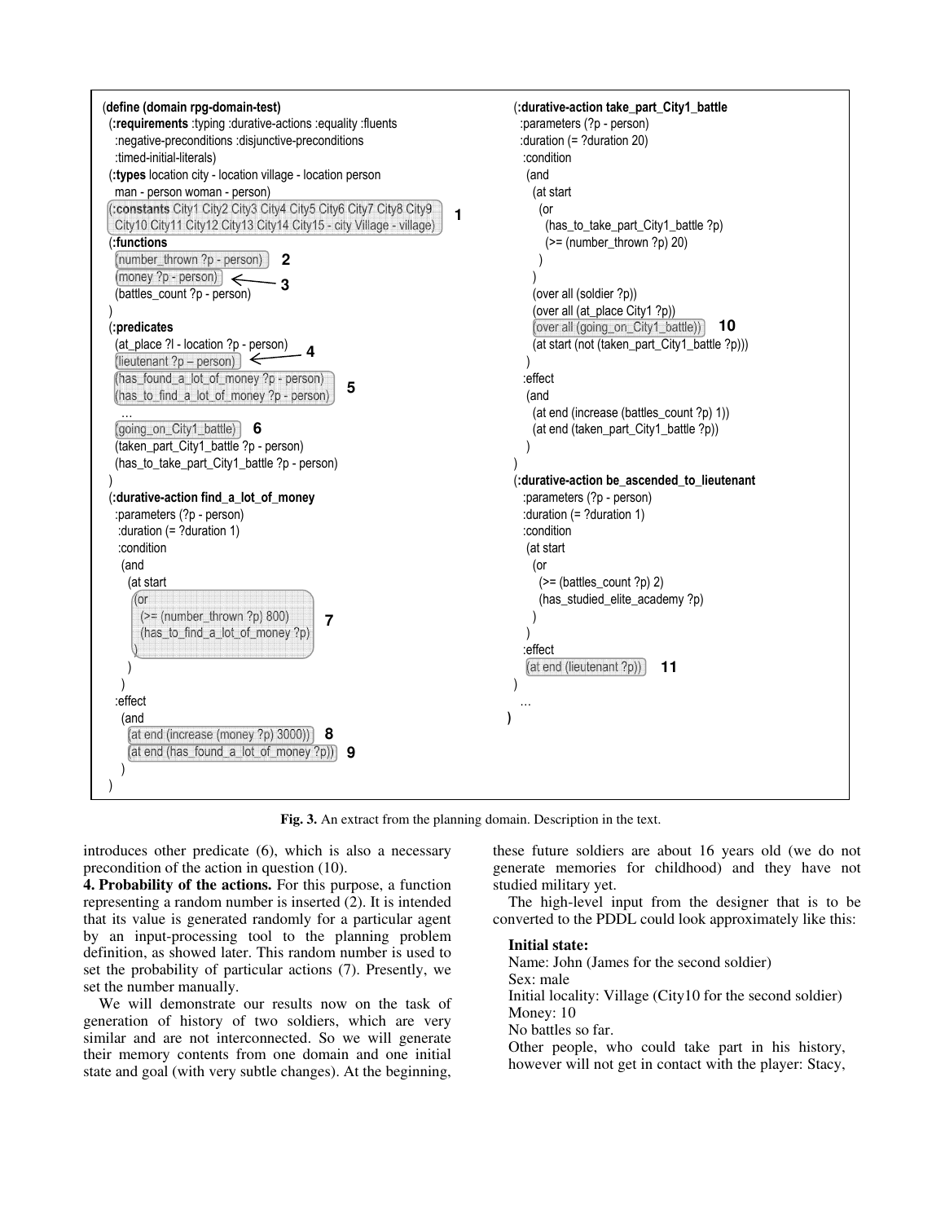```
(define (domain rpg-domain-test)
 (:requirements :typing :durative-actions :equality :fluents
   :negative-preconditions :disjunctive-preconditions
   :timed-initial-literals)
 (:types location city - location village - location person
   man - person woman - person)
 (:constants City1 City2 City3 City4 City5 City6 City7 City8 City9
   City10 City11 City12 City13 City14 City15 - city Village - village)      1
 (:functions
   (number_thrown ?p - person)      2
   (money ?p - person)   <---- 3
   (battles_count ?p - person)
 )
 (:predicates
   (at_place ?l - location ?p - person)
   (lieutenant ?p – person)   <---- 4
   (has_found_a_lot_of_money ?p - person)
   (has_to_find_a_lot_of_money ?p - person)      5
   …
   (going_on_City1_battle)   6
   (taken_part_City1_battle ?p - person)
   (has_to_take_part_City1_battle ?p - person)
 )
 (:durative-action find_a_lot_of_money
   :parameters (?p - person)
   :duration (= ?duration 1)
   :condition
    (and
     (at start
      (or
       (>= (number_thrown ?p) 800)
       (has_to_find_a_lot_of_money ?p)      7
      )
     )
    )
   :effect
    (and
     (at end (increase (money ?p) 3000))   8
     (at end (has_found_a_lot_of_money ?p))   9
    )
 )

(:durative-action take_part_City1_battle
   :parameters (?p - person)
   :duration (= ?duration 20)
   :condition
    (and
     (at start
      (or
       (has_to_take_part_City1_battle ?p)
       (>= (number_thrown ?p) 20)
      )
     )
     (over all (soldier ?p))
     (over all (at_place City1 ?p))
     (over all (going_on_City1_battle))   10
     (at start (not (taken_part_City1_battle ?p)))
    )
   :effect
    (and
     (at end (increase (battles_count ?p) 1))
     (at end (taken_part_City1_battle ?p))
    )
 )
 (:durative-action be_ascended_to_lieutenant
   :parameters (?p - person)
   :duration (= ?duration 1)
   :condition
    (at start
     (or
      (>= (battles_count ?p) 2)
      (has_studied_elite_academy ?p)
     )
    )
   :effect
    (at end (lieutenant ?p))   11
 )
 …
)
```

**Fig. 3.** An extract from the planning domain. Description in the text.

introduces other predicate (6), which is also a necessary precondition of the action in question (10).

**4. Probability of the actions.** For this purpose, a function representing a random number is inserted (2). It is intended that its value is generated randomly for a particular agent by an input-processing tool to the planning problem definition, as showed later. This random number is used to set the probability of particular actions (7). Presently, we set the number manually.

We will demonstrate our results now on the task of generation of history of two soldiers, which are very similar and are not interconnected. So we will generate their memory contents from one domain and one initial state and goal (with very subtle changes). At the beginning, these future soldiers are about 16 years old (we do not generate memories for childhood) and they have not studied military yet.

The high-level input from the designer that is to be converted to the PDDL could look approximately like this:

> **Initial state:**
> Name: John (James for the second soldier)
> Sex: male
> Initial locality: Village (City10 for the second soldier)
> Money: 10
> No battles so far.
> Other people, who could take part in his history, however will not get in contact with the player: Stacy,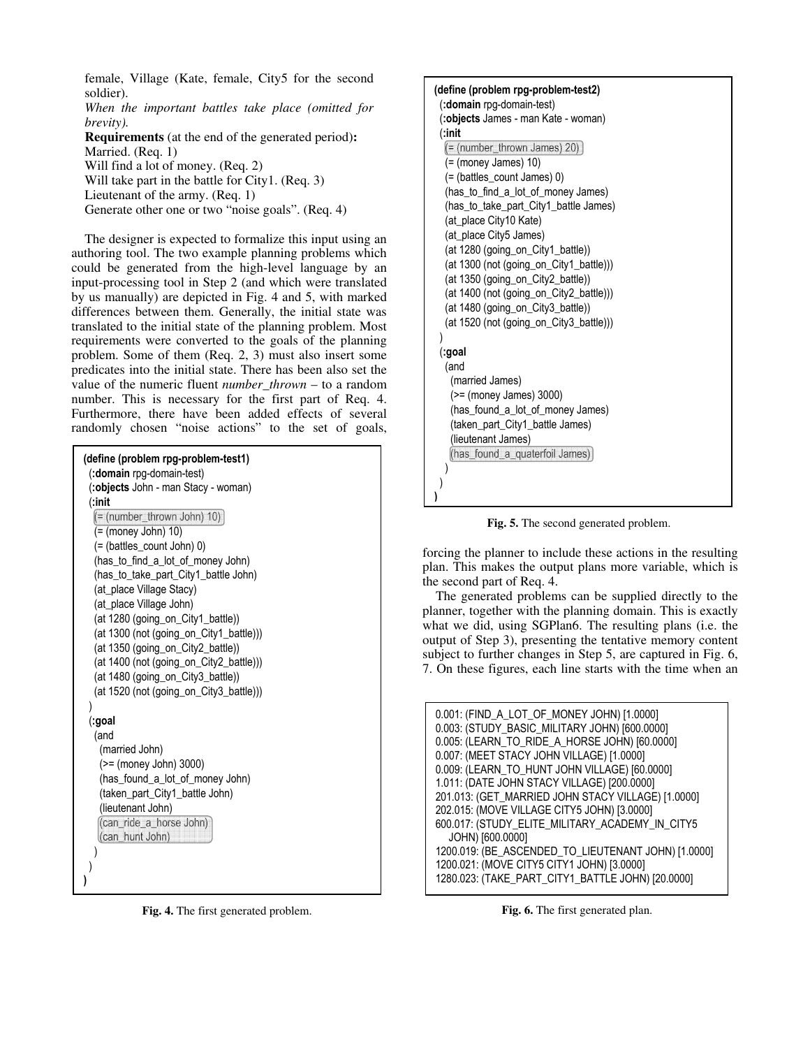female, Village (Kate, female, City5 for the second soldier).

*When the important battles take place (omitted for brevity).*

**Requirements** (at the end of the generated period)**:**

Married. (Req. 1)

Will find a lot of money. (Req. 2)

Will take part in the battle for City1. (Req. 3)

Lieutenant of the army. (Req. 1)

Generate other one or two "noise goals". (Req. 4)

The designer is expected to formalize this input using an authoring tool. The two example planning problems which could be generated from the high-level language by an input-processing tool in Step 2 (and which were translated by us manually) are depicted in Fig. 4 and 5, with marked differences between them. Generally, the initial state was translated to the initial state of the planning problem. Most requirements were converted to the goals of the planning problem. Some of them (Req. 2, 3) must also insert some predicates into the initial state. There has been also set the value of the numeric fluent *number_thrown* – to a random number. This is necessary for the first part of Req. 4. Furthermore, there have been added effects of several randomly chosen "noise actions" to the set of goals, forcing the planner to include these actions in the resulting plan. This makes the output plans more variable, which is the second part of Req. 4.

```
(define (problem rpg-problem-test1)
  (:domain rpg-domain-test)
  (:objects John - man Stacy - woman)
  (:init
    (= (number_thrown John) 10)
    (= (money John) 10)
    (= (battles_count John) 0)
    (has_to_find_a_lot_of_money John)
    (has_to_take_part_City1_battle John)
    (at_place Village Stacy)
    (at_place Village John)
    (at 1280 (going_on_City1_battle))
    (at 1300 (not (going_on_City1_battle)))
    (at 1350 (going_on_City2_battle))
    (at 1400 (not (going_on_City2_battle)))
    (at 1480 (going_on_City3_battle))
    (at 1520 (not (going_on_City3_battle)))
  )
  (:goal
    (and
      (married John)
      (>= (money John) 3000)
      (has_found_a_lot_of_money John)
      (taken_part_City1_battle John)
      (lieutenant John)
      (can_ride_a_horse John)
      (can_hunt John)
    )
  )
)
```

**Fig. 4.** The first generated problem.

```
(define (problem rpg-problem-test2)
  (:domain rpg-domain-test)
  (:objects James - man Kate - woman)
  (:init
    (= (number_thrown James) 20)
    (= (money James) 10)
    (= (battles_count James) 0)
    (has_to_find_a_lot_of_money James)
    (has_to_take_part_City1_battle James)
    (at_place City10 Kate)
    (at_place City5 James)
    (at 1280 (going_on_City1_battle))
    (at 1300 (not (going_on_City1_battle)))
    (at 1350 (going_on_City2_battle))
    (at 1400 (not (going_on_City2_battle)))
    (at 1480 (going_on_City3_battle))
    (at 1520 (not (going_on_City3_battle)))
  )
  (:goal
    (and
      (married James)
      (>= (money James) 3000)
      (has_found_a_lot_of_money James)
      (taken_part_City1_battle James)
      (lieutenant James)
      (has_found_a_quaterfoil James)
    )
  )
)
```

**Fig. 5.** The second generated problem.

The generated problems can be supplied directly to the planner, together with the planning domain. This is exactly what we did, using SGPlan6. The resulting plans (i.e. the output of Step 3), presenting the tentative memory content subject to further changes in Step 5, are captured in Fig. 6, 7. On these figures, each line starts with the time when an

```
0.001: (FIND_A_LOT_OF_MONEY JOHN) [1.0000]
0.003: (STUDY_BASIC_MILITARY JOHN) [600.0000]
0.005: (LEARN_TO_RIDE_A_HORSE JOHN) [60.0000]
0.007: (MEET STACY JOHN VILLAGE) [1.0000]
0.009: (LEARN_TO_HUNT JOHN VILLAGE) [60.0000]
1.011: (DATE JOHN STACY VILLAGE) [200.0000]
201.013: (GET_MARRIED JOHN STACY VILLAGE) [1.0000]
202.015: (MOVE VILLAGE CITY5 JOHN) [3.0000]
600.017: (STUDY_ELITE_MILITARY_ACADEMY_IN_CITY5
    JOHN) [600.0000]
1200.019: (BE_ASCENDED_TO_LIEUTENANT JOHN) [1.0000]
1200.021: (MOVE CITY5 CITY1 JOHN) [3.0000]
1280.023: (TAKE_PART_CITY1_BATTLE JOHN) [20.0000]
```

**Fig. 6.** The first generated plan.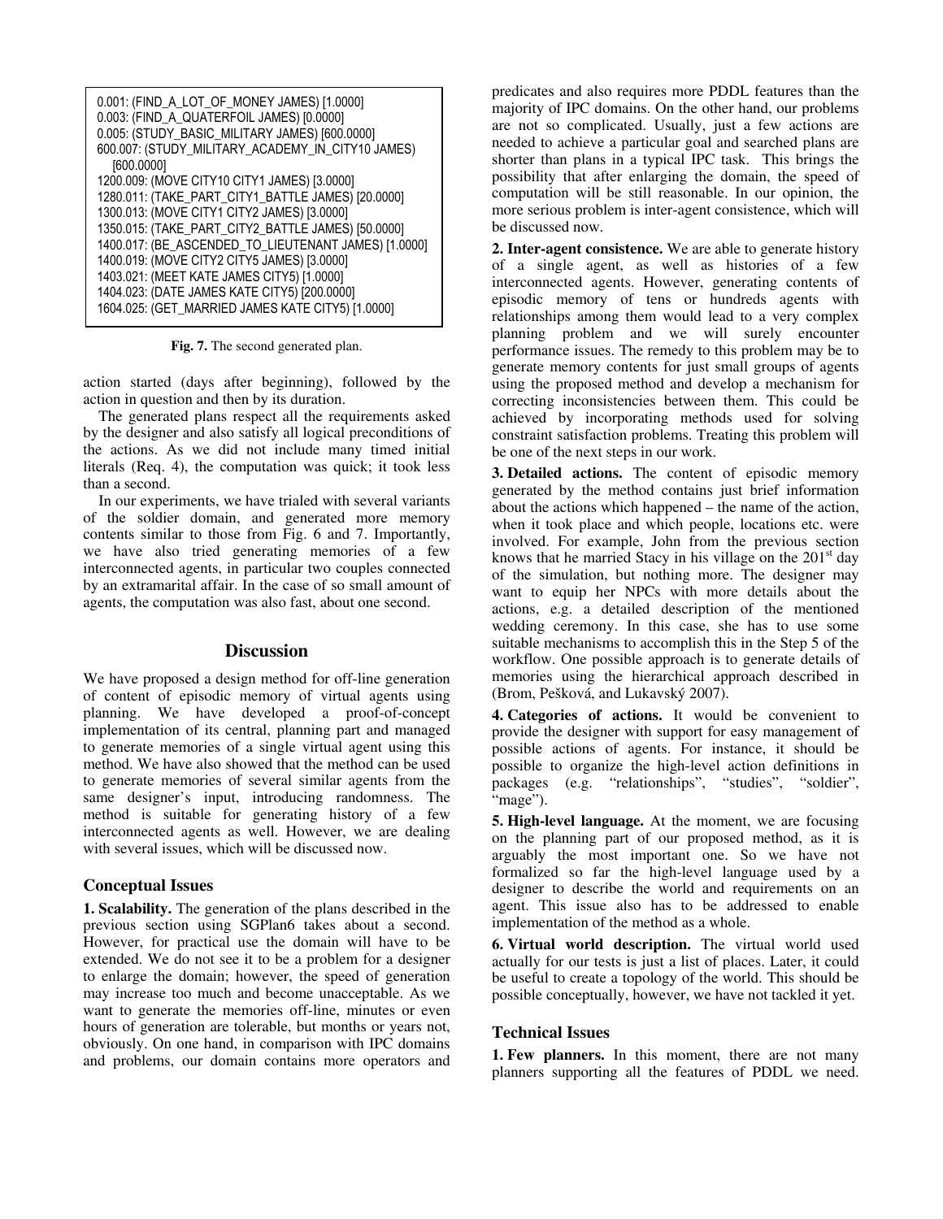```
0.001: (FIND_A_LOT_OF_MONEY JAMES) [1.0000]
0.003: (FIND_A_QUATERFOIL JAMES) [0.0000]
0.005: (STUDY_BASIC_MILITARY JAMES) [600.0000]
600.007: (STUDY_MILITARY_ACADEMY_IN_CITY10 JAMES)
    [600.0000]
1200.009: (MOVE CITY10 CITY1 JAMES) [3.0000]
1280.011: (TAKE_PART_CITY1_BATTLE JAMES) [20.0000]
1300.013: (MOVE CITY1 CITY2 JAMES) [3.0000]
1350.015: (TAKE_PART_CITY2_BATTLE JAMES) [50.0000]
1400.017: (BE_ASCENDED_TO_LIEUTENANT JAMES) [1.0000]
1400.019: (MOVE CITY2 CITY5 JAMES) [3.0000]
1403.021: (MEET KATE JAMES CITY5) [1.0000]
1404.023: (DATE JAMES KATE CITY5) [200.0000]
1604.025: (GET_MARRIED JAMES KATE CITY5) [1.0000]
```

**Fig. 7.** The second generated plan.

action started (days after beginning), followed by the action in question and then by its duration.

The generated plans respect all the requirements asked by the designer and also satisfy all logical preconditions of the actions. As we did not include many timed initial literals (Req. 4), the computation was quick; it took less than a second.

In our experiments, we have trialed with several variants of the soldier domain, and generated more memory contents similar to those from Fig. 6 and 7. Importantly, we have also tried generating memories of a few interconnected agents, in particular two couples connected by an extramarital affair. In the case of so small amount of agents, the computation was also fast, about one second.

## Discussion

We have proposed a design method for off-line generation of content of episodic memory of virtual agents using planning. We have developed a proof-of-concept implementation of its central, planning part and managed to generate memories of a single virtual agent using this method. We have also showed that the method can be used to generate memories of several similar agents from the same designer's input, introducing randomness. The method is suitable for generating history of a few interconnected agents as well. However, we are dealing with several issues, which will be discussed now.

### Conceptual Issues

**1. Scalability.** The generation of the plans described in the previous section using SGPlan6 takes about a second. However, for practical use the domain will have to be extended. We do not see it to be a problem for a designer to enlarge the domain; however, the speed of generation may increase too much and become unacceptable. As we want to generate the memories off-line, minutes or even hours of generation are tolerable, but months or years not, obviously. On one hand, in comparison with IPC domains and problems, our domain contains more operators and predicates and also requires more PDDL features than the majority of IPC domains. On the other hand, our problems are not so complicated. Usually, just a few actions are needed to achieve a particular goal and searched plans are shorter than plans in a typical IPC task. This brings the possibility that after enlarging the domain, the speed of computation will be still reasonable. In our opinion, the more serious problem is inter-agent consistence, which will be discussed now.

**2. Inter-agent consistence.** We are able to generate history of a single agent, as well as histories of a few interconnected agents. However, generating contents of episodic memory of tens or hundreds agents with relationships among them would lead to a very complex planning problem and we will surely encounter performance issues. The remedy to this problem may be to generate memory contents for just small groups of agents using the proposed method and develop a mechanism for correcting inconsistencies between them. This could be achieved by incorporating methods used for solving constraint satisfaction problems. Treating this problem will be one of the next steps in our work.

**3. Detailed actions.** The content of episodic memory generated by the method contains just brief information about the actions which happened – the name of the action, when it took place and which people, locations etc. were involved. For example, John from the previous section knows that he married Stacy in his village on the 201st day of the simulation, but nothing more. The designer may want to equip her NPCs with more details about the actions, e.g. a detailed description of the mentioned wedding ceremony. In this case, she has to use some suitable mechanisms to accomplish this in the Step 5 of the workflow. One possible approach is to generate details of memories using the hierarchical approach described in (Brom, Pešková, and Lukavský 2007).

**4. Categories of actions.** It would be convenient to provide the designer with support for easy management of possible actions of agents. For instance, it should be possible to organize the high-level action definitions in packages (e.g. "relationships", "studies", "soldier", "mage").

**5. High-level language.** At the moment, we are focusing on the planning part of our proposed method, as it is arguably the most important one. So we have not formalized so far the high-level language used by a designer to describe the world and requirements on an agent. This issue also has to be addressed to enable implementation of the method as a whole.

**6. Virtual world description.** The virtual world used actually for our tests is just a list of places. Later, it could be useful to create a topology of the world. This should be possible conceptually, however, we have not tackled it yet.

### Technical Issues

**1. Few planners.** In this moment, there are not many planners supporting all the features of PDDL we need.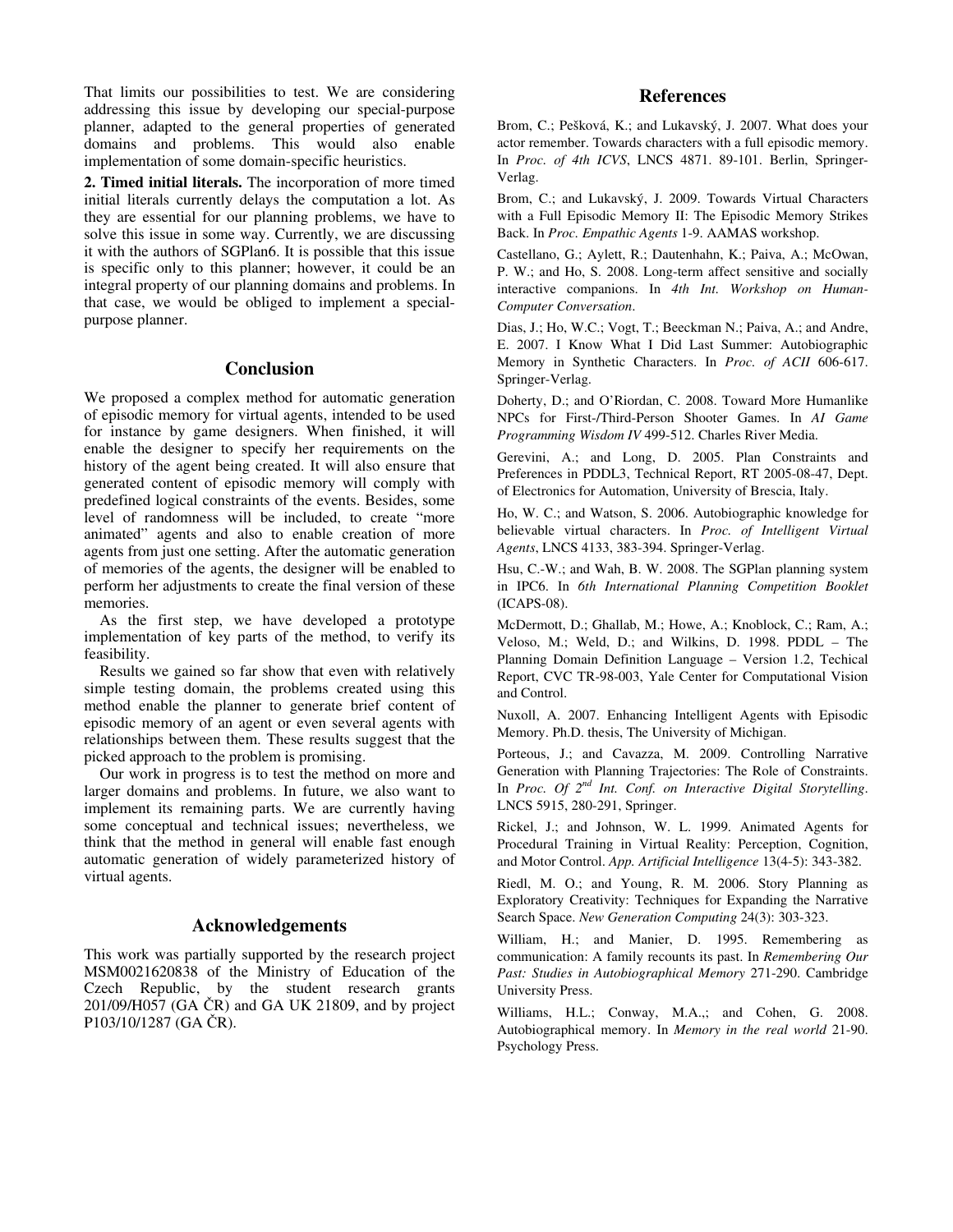That limits our possibilities to test. We are considering addressing this issue by developing our special-purpose planner, adapted to the general properties of generated domains and problems. This would also enable implementation of some domain-specific heuristics.

**2. Timed initial literals.** The incorporation of more timed initial literals currently delays the computation a lot. As they are essential for our planning problems, we have to solve this issue in some way. Currently, we are discussing it with the authors of SGPlan6. It is possible that this issue is specific only to this planner; however, it could be an integral property of our planning domains and problems. In that case, we would be obliged to implement a special-purpose planner.

## Conclusion

We proposed a complex method for automatic generation of episodic memory for virtual agents, intended to be used for instance by game designers. When finished, it will enable the designer to specify her requirements on the history of the agent being created. It will also ensure that generated content of episodic memory will comply with predefined logical constraints of the events. Besides, some level of randomness will be included, to create "more animated" agents and also to enable creation of more agents from just one setting. After the automatic generation of memories of the agents, the designer will be enabled to perform her adjustments to create the final version of these memories.

As the first step, we have developed a prototype implementation of key parts of the method, to verify its feasibility.

Results we gained so far show that even with relatively simple testing domain, the problems created using this method enable the planner to generate brief content of episodic memory of an agent or even several agents with relationships between them. These results suggest that the picked approach to the problem is promising.

Our work in progress is to test the method on more and larger domains and problems. In future, we also want to implement its remaining parts. We are currently having some conceptual and technical issues; nevertheless, we think that the method in general will enable fast enough automatic generation of widely parameterized history of virtual agents.

## Acknowledgements

This work was partially supported by the research project MSM0021620838 of the Ministry of Education of the Czech Republic, by the student research grants 201/09/H057 (GA ČR) and GA UK 21809, and by project P103/10/1287 (GA ČR).

## References

Brom, C.; Pešková, K.; and Lukavský, J. 2007. What does your actor remember. Towards characters with a full episodic memory. In *Proc. of 4th ICVS*, LNCS 4871. 89-101. Berlin, Springer-Verlag.

Brom, C.; and Lukavský, J. 2009. Towards Virtual Characters with a Full Episodic Memory II: The Episodic Memory Strikes Back. In *Proc. Empathic Agents* 1-9. AAMAS workshop.

Castellano, G.; Aylett, R.; Dautenhahn, K.; Paiva, A.; McOwan, P. W.; and Ho, S. 2008. Long-term affect sensitive and socially interactive companions. In *4th Int. Workshop on Human-Computer Conversation*.

Dias, J.; Ho, W.C.; Vogt, T.; Beeckman N.; Paiva, A.; and Andre, E. 2007. I Know What I Did Last Summer: Autobiographic Memory in Synthetic Characters. In *Proc. of ACII* 606-617. Springer-Verlag.

Doherty, D.; and O'Riordan, C. 2008. Toward More Humanlike NPCs for First-/Third-Person Shooter Games. In *AI Game Programming Wisdom IV* 499-512. Charles River Media.

Gerevini, A.; and Long, D. 2005. Plan Constraints and Preferences in PDDL3, Technical Report, RT 2005-08-47, Dept. of Electronics for Automation, University of Brescia, Italy.

Ho, W. C.; and Watson, S. 2006. Autobiographic knowledge for believable virtual characters. In *Proc. of Intelligent Virtual Agents*, LNCS 4133, 383-394. Springer-Verlag.

Hsu, C.-W.; and Wah, B. W. 2008. The SGPlan planning system in IPC6. In *6th International Planning Competition Booklet* (ICAPS-08).

McDermott, D.; Ghallab, M.; Howe, A.; Knoblock, C.; Ram, A.; Veloso, M.; Weld, D.; and Wilkins, D. 1998. PDDL – The Planning Domain Definition Language – Version 1.2, Techical Report, CVC TR-98-003, Yale Center for Computational Vision and Control.

Nuxoll, A. 2007. Enhancing Intelligent Agents with Episodic Memory. Ph.D. thesis, The University of Michigan.

Porteous, J.; and Cavazza, M. 2009. Controlling Narrative Generation with Planning Trajectories: The Role of Constraints. In *Proc. Of 2nd Int. Conf. on Interactive Digital Storytelling*. LNCS 5915, 280-291, Springer.

Rickel, J.; and Johnson, W. L. 1999. Animated Agents for Procedural Training in Virtual Reality: Perception, Cognition, and Motor Control. *App. Artificial Intelligence* 13(4-5): 343-382.

Riedl, M. O.; and Young, R. M. 2006. Story Planning as Exploratory Creativity: Techniques for Expanding the Narrative Search Space. *New Generation Computing* 24(3): 303-323.

William, H.; and Manier, D. 1995. Remembering as communication: A family recounts its past. In *Remembering Our Past: Studies in Autobiographical Memory* 271-290. Cambridge University Press.

Williams, H.L.; Conway, M.A.,; and Cohen, G. 2008. Autobiographical memory. In *Memory in the real world* 21-90. Psychology Press.